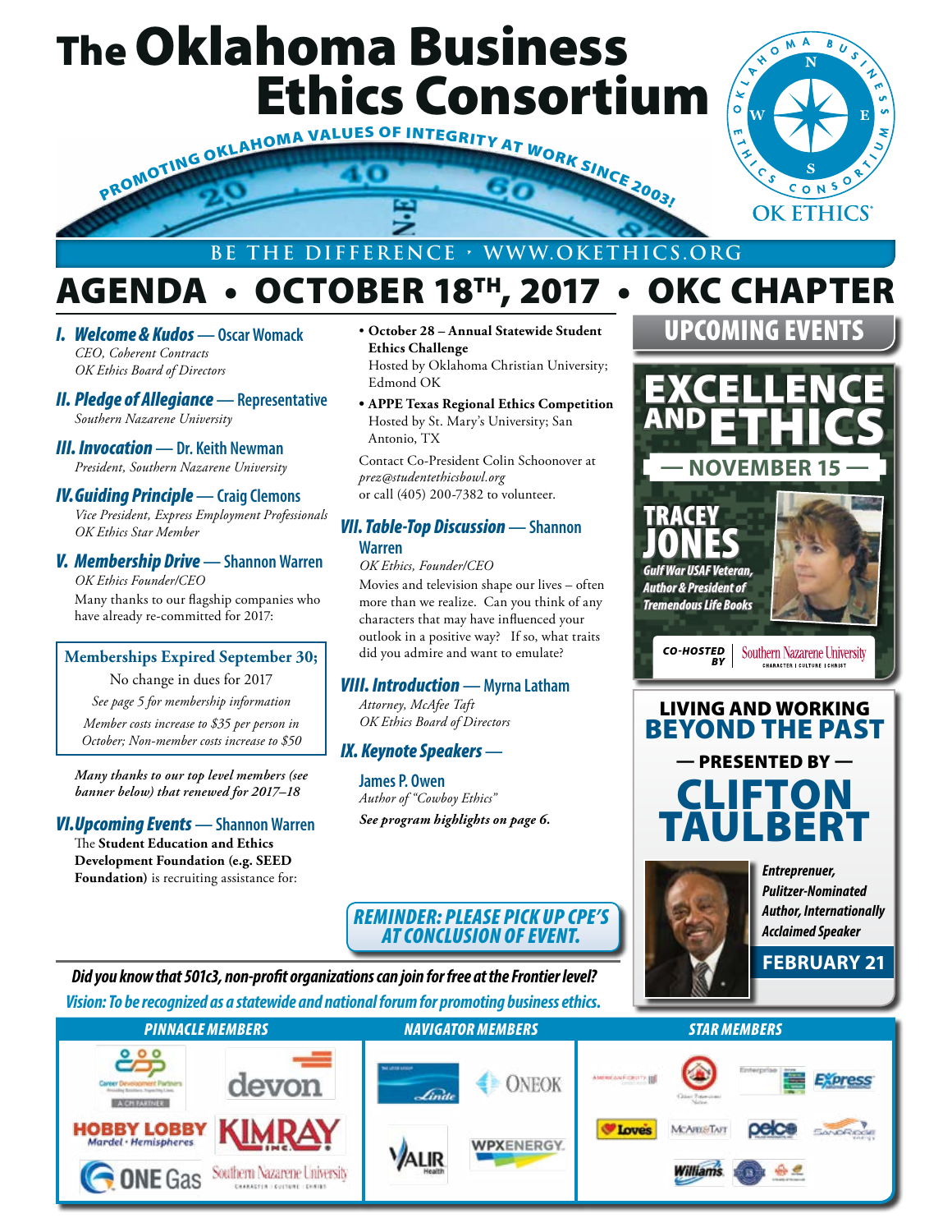# The Oklahoma Business Ethics Consortium

PROMOTING OKLAHOMA VALUES OF INTEGRITY AT WORK SINCE 2003!

OK ETHICS®

BE THE DIFFERENCE • WWW.OKETHICS.ORG

## AGENDA • OCTOBER 18TH, 2017 • OKC CHAPTER

***I. Welcome & Kudos*** **— Oscar Womack**
*CEO, Coherent Contracts*
*OK Ethics Board of Directors*

***II. Pledge of Allegiance*** **— Representative**
*Southern Nazarene University*

***III. Invocation*** **— Dr. Keith Newman**
*President, Southern Nazarene University*

***IV. Guiding Principle*** **— Craig Clemons**
*Vice President, Express Employment Professionals*
*OK Ethics Star Member*

***V. Membership Drive*** **— Shannon Warren**
*OK Ethics Founder/CEO*
Many thanks to our flagship companies who have already re-committed for 2017:

> **Memberships Expired September 30;**
> No change in dues for 2017
> *See page 5 for membership information*
> *Member costs increase to $35 per person in October; Non-member costs increase to $50*

***Many thanks to our top level members (see banner below) that renewed for 2017–18***

***VI. Upcoming Events*** **— Shannon Warren**
The **Student Education and Ethics Development Foundation (e.g. SEED Foundation)** is recruiting assistance for:

- **October 28 – Annual Statewide Student Ethics Challenge**
  Hosted by Oklahoma Christian University; Edmond OK
- **APPE Texas Regional Ethics Competition**
  Hosted by St. Mary's University; San Antonio, TX

Contact Co-President Colin Schoonover at *prez@studentethicsbowl.org* or call (405) 200-7382 to volunteer.

***VII. Table-Top Discussion*** **— Shannon Warren**
*OK Ethics, Founder/CEO*
Movies and television shape our lives – often more than we realize. Can you think of any characters that may have influenced your outlook in a positive way? If so, what traits did you admire and want to emulate?

***VIII. Introduction*** **— Myrna Latham**
*Attorney, McAfee Taft*
*OK Ethics Board of Directors*

***IX. Keynote Speakers —***

**James P. Owen**
*Author of "Cowboy Ethics"*
***See program highlights on page 6.***

***REMINDER: PLEASE PICK UP CPE'S AT CONCLUSION OF EVENT.***

## UPCOMING EVENTS

### EXCELLENCE AND ETHICS
**— NOVEMBER 15 —**

**TRACEY JONES**
*Gulf War USAF Veteran, Author & President of Tremendous Life Books*

*CO-HOSTED BY* Southern Nazarene University

### LIVING AND WORKING BEYOND THE PAST
**— PRESENTED BY —**

**CLIFTON TAULBERT**
*Entreprenuer, Pulitzer-Nominated Author, Internationally Acclaimed Speaker*

**FEBRUARY 21**

***Did you know that 501c3, non-profit organizations can join for free at the Frontier level?***
***Vision: To be recognized as a statewide and national forum for promoting business ethics.***

| PINNACLE MEMBERS | NAVIGATOR MEMBERS | STAR MEMBERS |
| --- | --- | --- |
| Career Development Partners, devon, Hobby Lobby, Kimray, ONE Gas, Southern Nazarene University | Linde, ONEOK, Valir Health, WPX Energy | American Fidelity, Citizen Potawatomi Nation, Enterprise, Express, Love's, McAfee & Taft, pelco, SandRidge, Williams |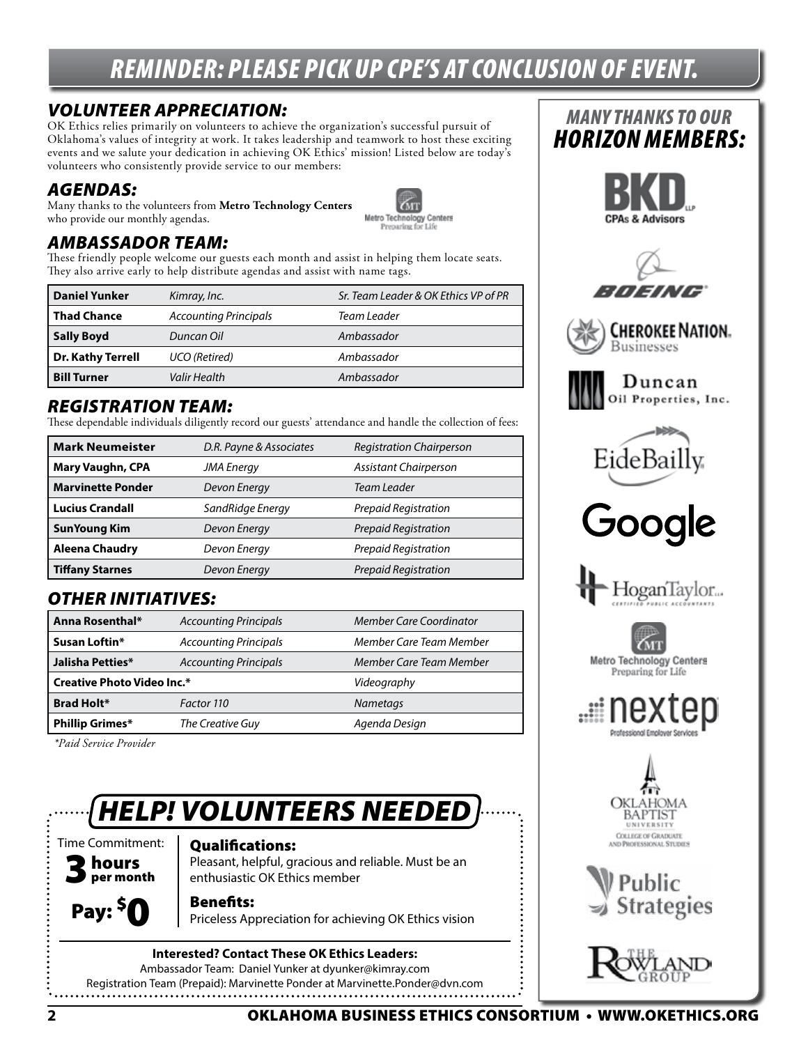# REMINDER: PLEASE PICK UP CPE'S AT CONCLUSION OF EVENT.

## VOLUNTEER APPRECIATION:

OK Ethics relies primarily on volunteers to achieve the organization's successful pursuit of Oklahoma's values of integrity at work. It takes leadership and teamwork to host these exciting events and we salute your dedication in achieving OK Ethics' mission! Listed below are today's volunteers who consistently provide service to our members:

## AGENDAS:

Many thanks to the volunteers from **Metro Technology Centers** who provide our monthly agendas.

## AMBASSADOR TEAM:

These friendly people welcome our guests each month and assist in helping them locate seats. They also arrive early to help distribute agendas and assist with name tags.

| Name | Organization | Role |
|---|---|---|
| **Daniel Yunker** | *Kimray, Inc.* | *Sr. Team Leader & OK Ethics VP of PR* |
| **Thad Chance** | *Accounting Principals* | *Team Leader* |
| **Sally Boyd** | *Duncan Oil* | *Ambassador* |
| **Dr. Kathy Terrell** | *UCO (Retired)* | *Ambassador* |
| **Bill Turner** | *Valir Health* | *Ambassador* |

## REGISTRATION TEAM:

These dependable individuals diligently record our guests' attendance and handle the collection of fees:

| Name | Organization | Role |
|---|---|---|
| **Mark Neumeister** | *D.R. Payne & Associates* | *Registration Chairperson* |
| **Mary Vaughn, CPA** | *JMA Energy* | *Assistant Chairperson* |
| **Marvinette Ponder** | *Devon Energy* | *Team Leader* |
| **Lucius Crandall** | *SandRidge Energy* | *Prepaid Registration* |
| **SunYoung Kim** | *Devon Energy* | *Prepaid Registration* |
| **Aleena Chaudry** | *Devon Energy* | *Prepaid Registration* |
| **Tiffany Starnes** | *Devon Energy* | *Prepaid Registration* |

## OTHER INITIATIVES:

| Name | Organization | Role |
|---|---|---|
| **Anna Rosenthal*** | *Accounting Principals* | *Member Care Coordinator* |
| **Susan Loftin*** | *Accounting Principals* | *Member Care Team Member* |
| **Jalisha Petties*** | *Accounting Principals* | *Member Care Team Member* |
| **Creative Photo Video Inc.*** | | *Videography* |
| **Brad Holt*** | *Factor 110* | *Nametags* |
| **Phillip Grimes*** | *The Creative Guy* | *Agenda Design* |

*\*Paid Service Provider*

## HELP! VOLUNTEERS NEEDED

Time Commitment: **3 hours per month**

**Pay: $0**

**Qualifications:**
Pleasant, helpful, gracious and reliable. Must be an enthusiastic OK Ethics member

**Benefits:**
Priceless Appreciation for achieving OK Ethics vision

**Interested? Contact These OK Ethics Leaders:**
Ambassador Team: Daniel Yunker at dyunker@kimray.com
Registration Team (Prepaid): Marvinette Ponder at Marvinette.Ponder@dvn.com

## MANY THANKS TO OUR HORIZON MEMBERS:

- BKD LLP CPAs & Advisors
- Boeing
- Cherokee Nation Businesses
- Duncan Oil Properties, Inc.
- EideBailly
- Google
- HoganTaylor LLP Certified Public Accountants
- Metro Technology Centers – Preparing for Life
- nextep Professional Employer Services
- Oklahoma Baptist University College of Graduate and Professional Studies
- Public Strategies
- The Rowland Group

OKLAHOMA BUSINESS ETHICS CONSORTIUM • WWW.OKETHICS.ORG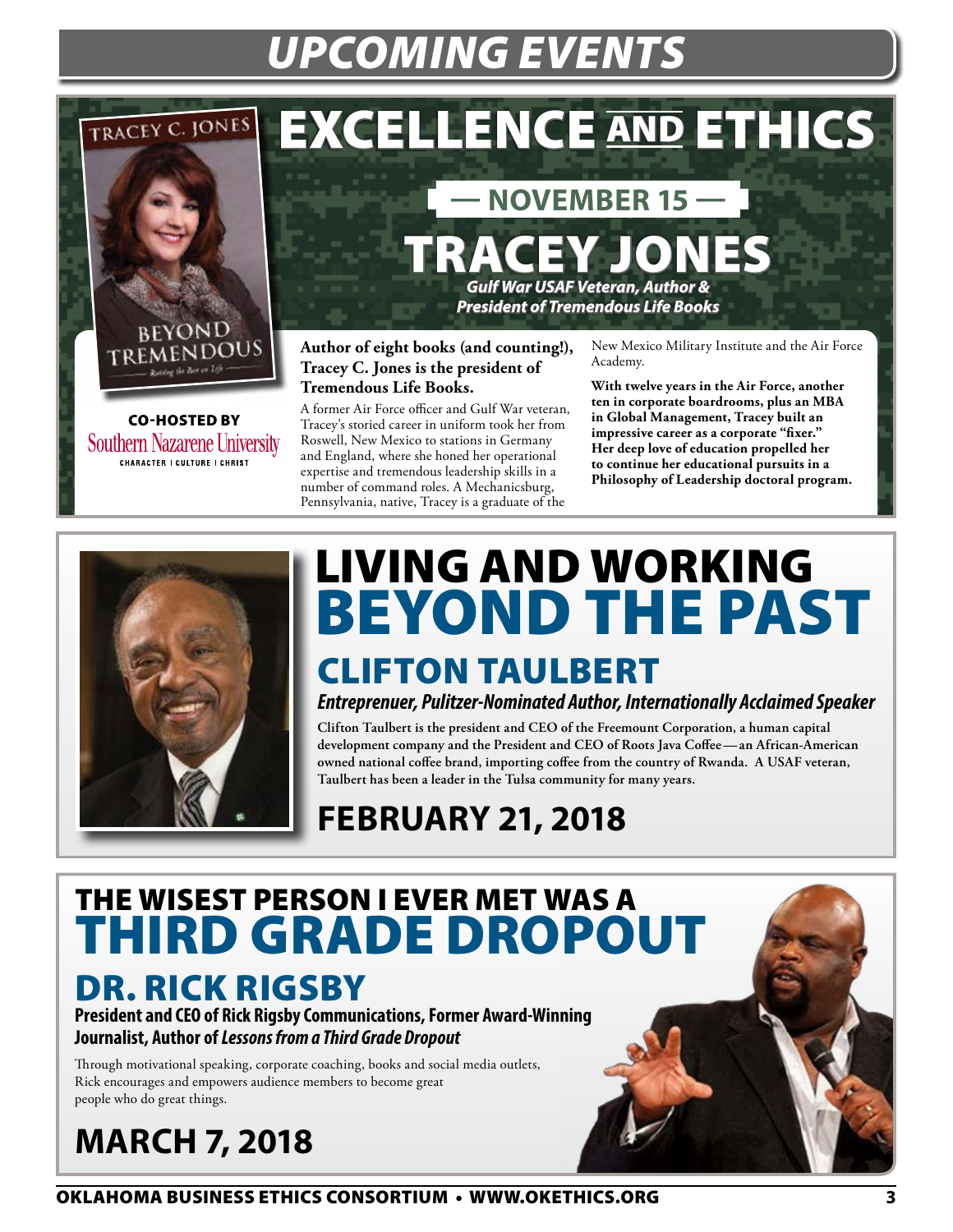# UPCOMING EVENTS

## EXCELLENCE AND ETHICS

**— NOVEMBER 15 —**

### TRACEY JONES

***Gulf War USAF Veteran, Author & President of Tremendous Life Books***

TRACEY C. JONES

BEYOND TREMENDOUS

**CO-HOSTED BY**
Southern Nazarene University
CHARACTER | CULTURE | CHRIST

**Author of eight books (and counting!), Tracey C. Jones is the president of Tremendous Life Books.**

A former Air Force officer and Gulf War veteran, Tracey's storied career in uniform took her from Roswell, New Mexico to stations in Germany and England, where she honed her operational expertise and tremendous leadership skills in a number of command roles. A Mechanicsburg, Pennsylvania, native, Tracey is a graduate of the New Mexico Military Institute and the Air Force Academy.

**With twelve years in the Air Force, another ten in corporate boardrooms, plus an MBA in Global Management, Tracey built an impressive career as a corporate "fixer." Her deep love of education propelled her to continue her educational pursuits in a Philosophy of Leadership doctoral program.**

## LIVING AND WORKING BEYOND THE PAST

### CLIFTON TAULBERT

***Entreprenuer, Pulitzer-Nominated Author, Internationally Acclaimed Speaker***

**Clifton Taulbert is the president and CEO of the Freemount Corporation, a human capital development company and the President and CEO of Roots Java Coffee—an African-American owned national coffee brand, importing coffee from the country of Rwanda. A USAF veteran, Taulbert has been a leader in the Tulsa community for many years.**

**FEBRUARY 21, 2018**

## THE WISEST PERSON I EVER MET WAS A THIRD GRADE DROPOUT

### DR. RICK RIGSBY

**President and CEO of Rick Rigsby Communications, Former Award-Winning Journalist, Author of *Lessons from a Third Grade Dropout***

Through motivational speaking, corporate coaching, books and social media outlets, Rick encourages and empowers audience members to become great people who do great things.

**MARCH 7, 2018**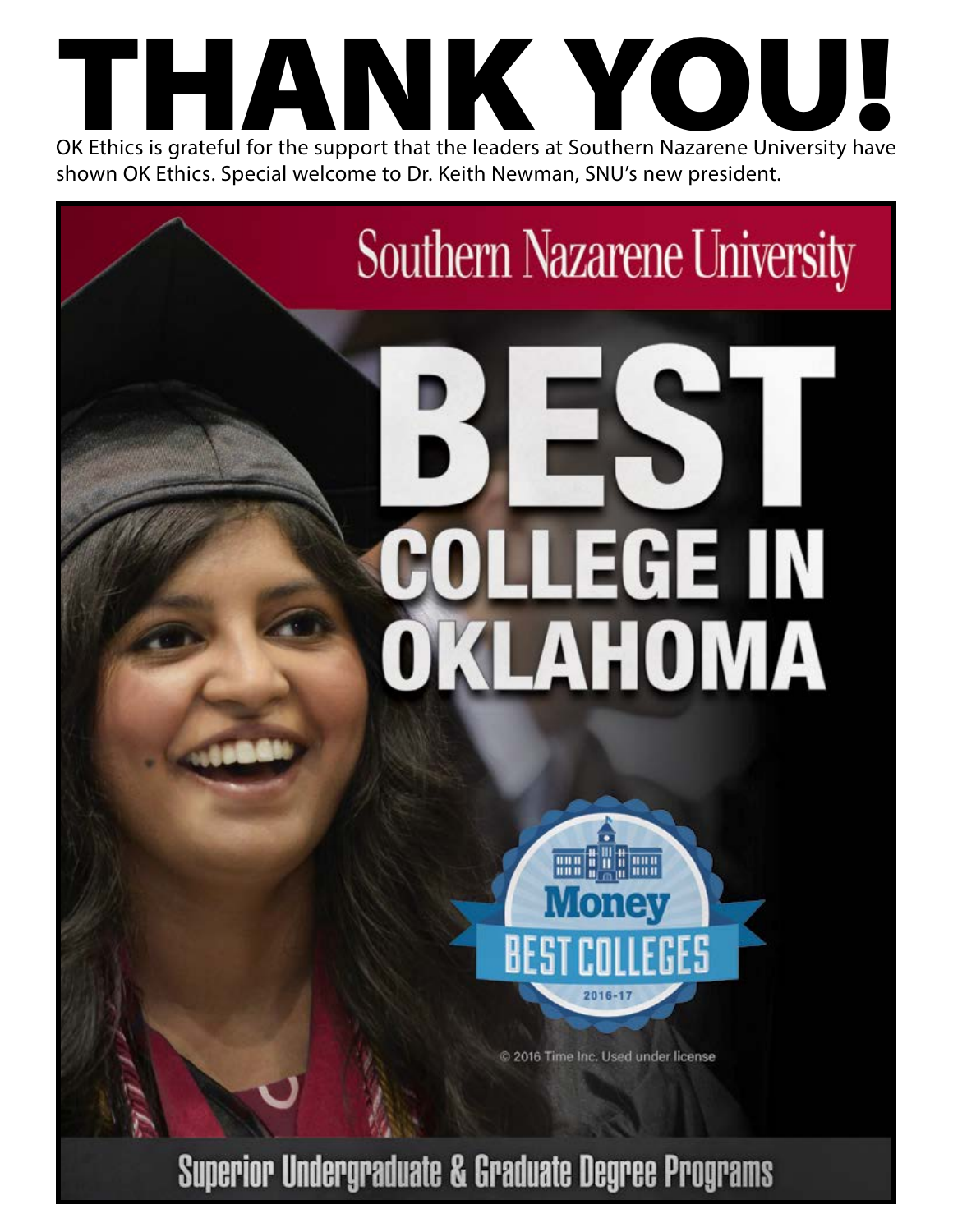# THANK YOU!

OK Ethics is grateful for the support that the leaders at Southern Nazarene University have shown OK Ethics. Special welcome to Dr. Keith Newman, SNU's new president.

Southern Nazarene University

# BEST COLLEGE IN OKLAHOMA

Money BEST COLLEGES 2016-17

© 2016 Time Inc. Used under license

Superior Undergraduate & Graduate Degree Programs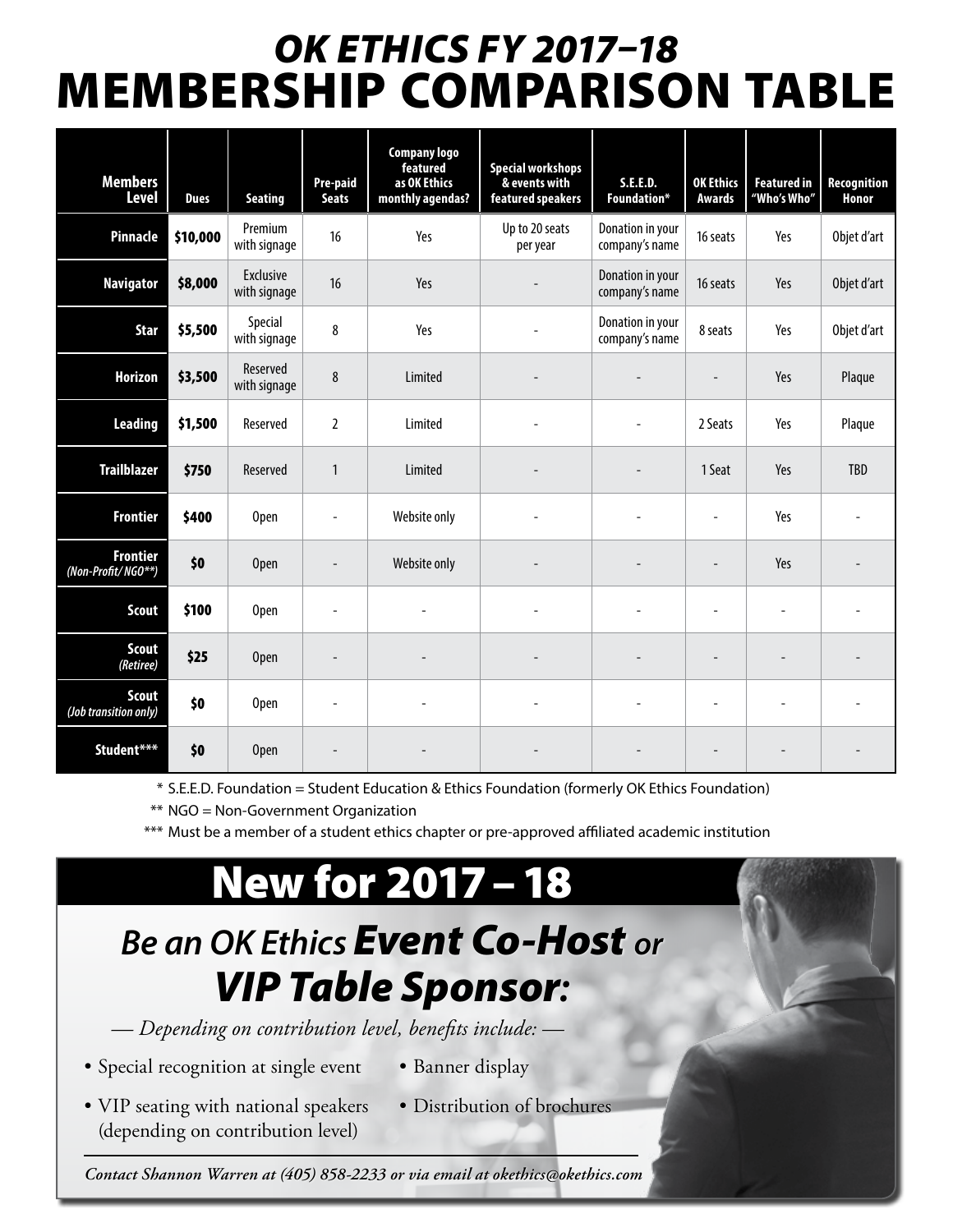# *OK ETHICS FY 2017–18*
# MEMBERSHIP COMPARISON TABLE

| Members Level | Dues | Seating | Pre-paid Seats | Company logo featured as OK Ethics monthly agendas? | Special workshops & events with featured speakers | S.E.E.D. Foundation* | OK Ethics Awards | Featured in "Who's Who" | Recognition Honor |
|---|---|---|---|---|---|---|---|---|---|
| **Pinnacle** | **$10,000** | Premium with signage | 16 | Yes | Up to 20 seats per year | Donation in your company's name | 16 seats | Yes | Objet d'art |
| **Navigator** | **$8,000** | Exclusive with signage | 16 | Yes | - | Donation in your company's name | 16 seats | Yes | Objet d'art |
| **Star** | **$5,500** | Special with signage | 8 | Yes | - | Donation in your company's name | 8 seats | Yes | Objet d'art |
| **Horizon** | **$3,500** | Reserved with signage | 8 | Limited | - | - | - | Yes | Plaque |
| **Leading** | **$1,500** | Reserved | 2 | Limited | - | - | 2 Seats | Yes | Plaque |
| **Trailblazer** | **$750** | Reserved | 1 | Limited | - | - | 1 Seat | Yes | TBD |
| **Frontier** | **$400** | Open | - | Website only | - | - | - | Yes | - |
| **Frontier** *(Non-Profit/ NGO**)* | **$0** | Open | - | Website only | - | - | - | Yes | - |
| **Scout** | **$100** | Open | - | - | - | - | - | - | - |
| **Scout** *(Retiree)* | **$25** | Open | - | - | - | - | - | - | - |
| **Scout** *(Job transition only)* | **$0** | Open | - | - | - | - | - | - | - |
| **Student***** | **$0** | Open | - | - | - | - | - | - | - |

\* S.E.E.D. Foundation = Student Education & Ethics Foundation (formerly OK Ethics Foundation)

** NGO = Non-Government Organization

*** Must be a member of a student ethics chapter or pre-approved affiliated academic institution

## New for 2017 – 18

### *Be an OK Ethics Event Co-Host or VIP Table Sponsor:*

*— Depending on contribution level, benefits include: —*

- Special recognition at single event
- Banner display
- VIP seating with national speakers (depending on contribution level)
- Distribution of brochures

***Contact Shannon Warren at (405) 858-2233 or via email at okethics@okethics.com***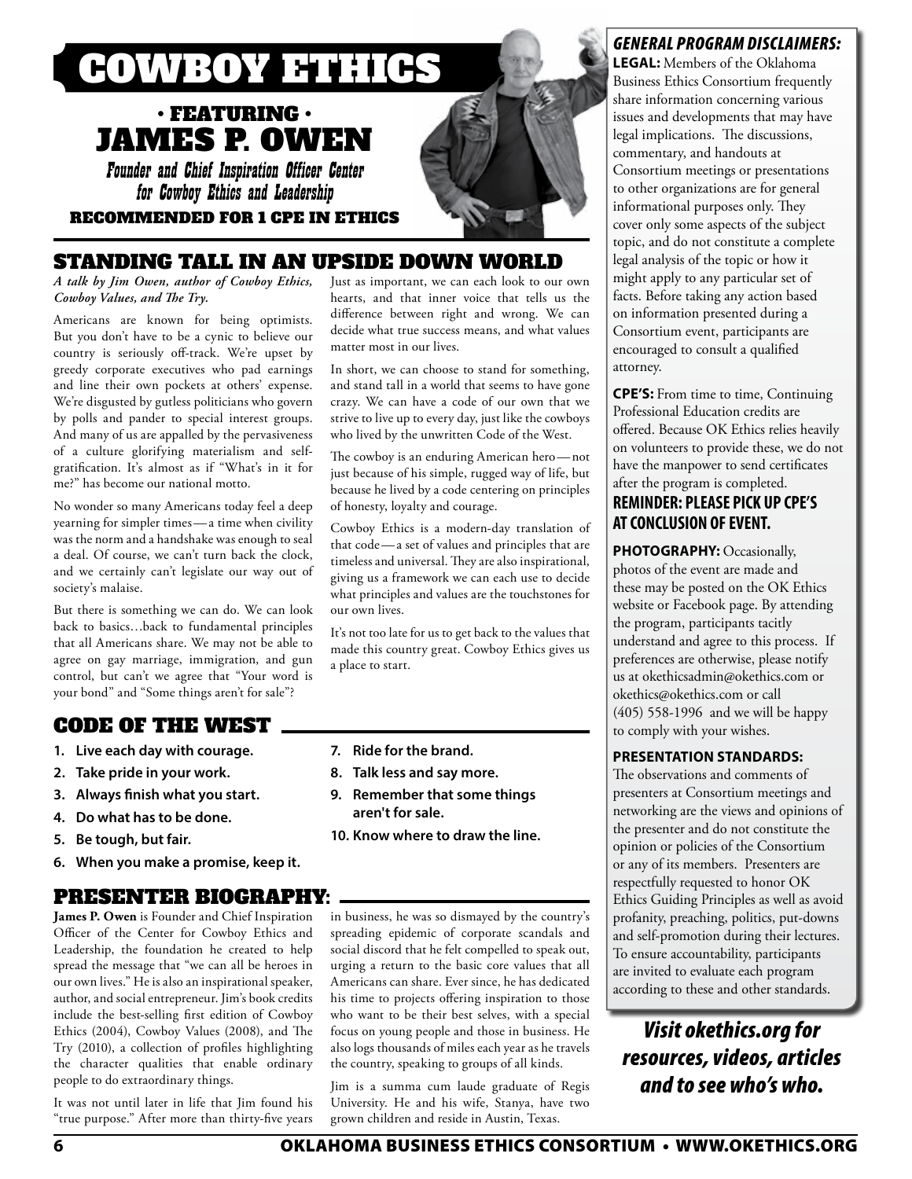# COWBOY ETHICS

## • FEATURING •
## JAMES P. OWEN

*Founder and Chief Inspiration Officer Center for Cowboy Ethics and Leadership*

**RECOMMENDED FOR 1 CPE IN ETHICS**

## STANDING TALL IN AN UPSIDE DOWN WORLD

***A talk by Jim Owen, author of Cowboy Ethics, Cowboy Values, and The Try.***

Americans are known for being optimists. But you don't have to be a cynic to believe our country is seriously off-track. We're upset by greedy corporate executives who pad earnings and line their own pockets at others' expense. We're disgusted by gutless politicians who govern by polls and pander to special interest groups. And many of us are appalled by the pervasiveness of a culture glorifying materialism and self-gratification. It's almost as if "What's in it for me?" has become our national motto.

No wonder so many Americans today feel a deep yearning for simpler times — a time when civility was the norm and a handshake was enough to seal a deal. Of course, we can't turn back the clock, and we certainly can't legislate our way out of society's malaise.

But there is something we can do. We can look back to basics…back to fundamental principles that all Americans share. We may not be able to agree on gay marriage, immigration, and gun control, but can't we agree that "Your word is your bond" and "Some things aren't for sale"?

Just as important, we can each look to our own hearts, and that inner voice that tells us the difference between right and wrong. We can decide what true success means, and what values matter most in our lives.

In short, we can choose to stand for something, and stand tall in a world that seems to have gone crazy. We can have a code of our own that we strive to live up to every day, just like the cowboys who lived by the unwritten Code of the West.

The cowboy is an enduring American hero — not just because of his simple, rugged way of life, but because he lived by a code centering on principles of honesty, loyalty and courage.

Cowboy Ethics is a modern-day translation of that code — a set of values and principles that are timeless and universal. They are also inspirational, giving us a framework we can each use to decide what principles and values are the touchstones for our own lives.

It's not too late for us to get back to the values that made this country great. Cowboy Ethics gives us a place to start.

## CODE OF THE WEST

1. **Live each day with courage.**
2. **Take pride in your work.**
3. **Always finish what you start.**
4. **Do what has to be done.**
5. **Be tough, but fair.**
6. **When you make a promise, keep it.**
7. **Ride for the brand.**
8. **Talk less and say more.**
9. **Remember that some things aren't for sale.**
10. **Know where to draw the line.**

## PRESENTER BIOGRAPHY:

**James P. Owen** is Founder and Chief Inspiration Officer of the Center for Cowboy Ethics and Leadership, the foundation he created to help spread the message that "we can all be heroes in our own lives." He is also an inspirational speaker, author, and social entrepreneur. Jim's book credits include the best-selling first edition of Cowboy Ethics (2004), Cowboy Values (2008), and The Try (2010), a collection of profiles highlighting the character qualities that enable ordinary people to do extraordinary things.

It was not until later in life that Jim found his "true purpose." After more than thirty-five years in business, he was so dismayed by the country's spreading epidemic of corporate scandals and social discord that he felt compelled to speak out, urging a return to the basic core values that all Americans can share. Ever since, he has dedicated his time to projects offering inspiration to those who want to be their best selves, with a special focus on young people and those in business. He also logs thousands of miles each year as he travels the country, speaking to groups of all kinds.

Jim is a summa cum laude graduate of Regis University. He and his wife, Stanya, have two grown children and reside in Austin, Texas.

### *GENERAL PROGRAM DISCLAIMERS:*

**LEGAL:** Members of the Oklahoma Business Ethics Consortium frequently share information concerning various issues and developments that may have legal implications. The discussions, commentary, and handouts at Consortium meetings or presentations to other organizations are for general informational purposes only. They cover only some aspects of the subject topic, and do not constitute a complete legal analysis of the topic or how it might apply to any particular set of facts. Before taking any action based on information presented during a Consortium event, participants are encouraged to consult a qualified attorney.

**CPE'S:** From time to time, Continuing Professional Education credits are offered. Because OK Ethics relies heavily on volunteers to provide these, we do not have the manpower to send certificates after the program is completed.

**REMINDER: PLEASE PICK UP CPE'S AT CONCLUSION OF EVENT.**

**PHOTOGRAPHY:** Occasionally, photos of the event are made and these may be posted on the OK Ethics website or Facebook page. By attending the program, participants tacitly understand and agree to this process. If preferences are otherwise, please notify us at okethicsadmin@okethics.com or okethics@okethics.com or call (405) 558-1996 and we will be happy to comply with your wishes.

**PRESENTATION STANDARDS:** The observations and comments of presenters at Consortium meetings and networking are the views and opinions of the presenter and do not constitute the opinion or policies of the Consortium or any of its members. Presenters are respectfully requested to honor OK Ethics Guiding Principles as well as avoid profanity, preaching, politics, put-downs and self-promotion during their lectures. To ensure accountability, participants are invited to evaluate each program according to these and other standards.

***Visit okethics.org for resources, videos, articles and to see who's who.***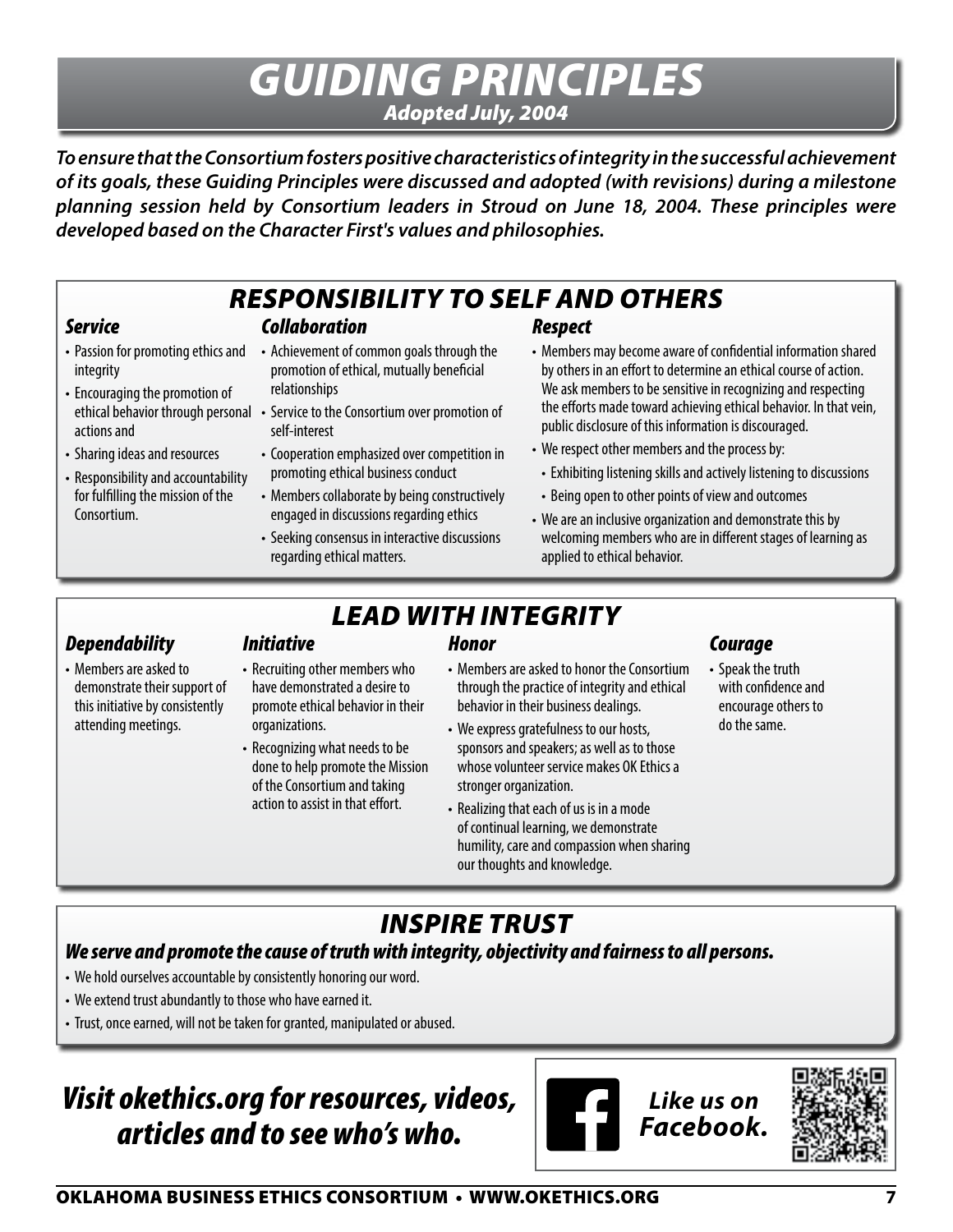# *GUIDING PRINCIPLES*

***Adopted July, 2004***

***To ensure that the Consortium fosters positive characteristics of integrity in the successful achievement of its goals, these Guiding Principles were discussed and adopted (with revisions) during a milestone planning session held by Consortium leaders in Stroud on June 18, 2004. These principles were developed based on the Character First's values and philosophies.***

## *RESPONSIBILITY TO SELF AND OTHERS*

### *Service*

- Passion for promoting ethics and integrity
- Encouraging the promotion of ethical behavior through personal actions and
- Sharing ideas and resources
- Responsibility and accountability for fulfilling the mission of the Consortium.

### *Collaboration*

- Achievement of common goals through the promotion of ethical, mutually beneficial relationships
- Service to the Consortium over promotion of self-interest
- Cooperation emphasized over competition in promoting ethical business conduct
- Members collaborate by being constructively engaged in discussions regarding ethics
- Seeking consensus in interactive discussions regarding ethical matters.

### *Respect*

- Members may become aware of confidential information shared by others in an effort to determine an ethical course of action. We ask members to be sensitive in recognizing and respecting the efforts made toward achieving ethical behavior. In that vein, public disclosure of this information is discouraged.
- We respect other members and the process by:
  - Exhibiting listening skills and actively listening to discussions
  - Being open to other points of view and outcomes
- We are an inclusive organization and demonstrate this by welcoming members who are in different stages of learning as applied to ethical behavior.

## *LEAD WITH INTEGRITY*

### *Dependability*

- Members are asked to demonstrate their support of this initiative by consistently attending meetings.

### *Initiative*

- Recruiting other members who have demonstrated a desire to promote ethical behavior in their organizations.
- Recognizing what needs to be done to help promote the Mission of the Consortium and taking action to assist in that effort.

### *Honor*

- Members are asked to honor the Consortium through the practice of integrity and ethical behavior in their business dealings.
- We express gratefulness to our hosts, sponsors and speakers; as well as to those whose volunteer service makes OK Ethics a stronger organization.
- Realizing that each of us is in a mode of continual learning, we demonstrate humility, care and compassion when sharing our thoughts and knowledge.

### *Courage*

- Speak the truth with confidence and encourage others to do the same.

## *INSPIRE TRUST*

***We serve and promote the cause of truth with integrity, objectivity and fairness to all persons.***

- We hold ourselves accountable by consistently honoring our word.
- We extend trust abundantly to those who have earned it.
- Trust, once earned, will not be taken for granted, manipulated or abused.

***Visit okethics.org for resources, videos, articles and to see who's who.***

***Like us on Facebook.***